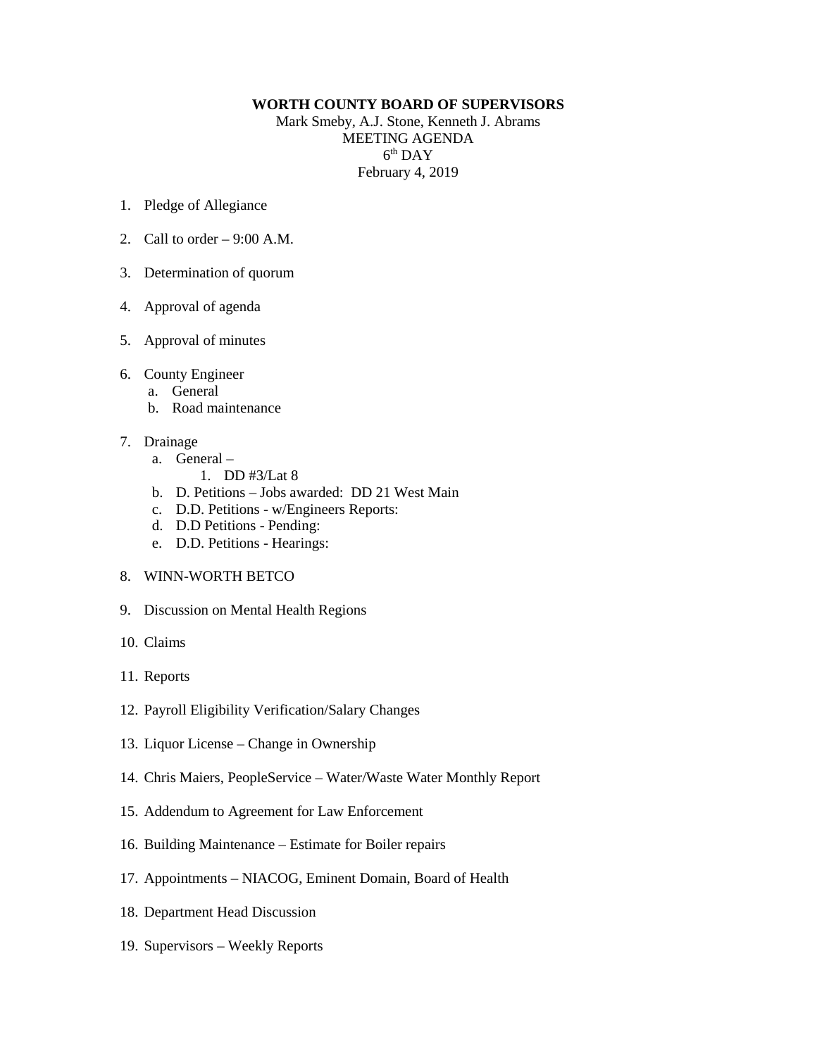**WORTH COUNTY BOARD OF SUPERVISORS**

Mark Smeby, A.J. Stone, Kenneth J. Abrams

MEETING AGENDA

6th DAY

February 4, 2019

1. Pledge of Allegiance

2. Call to order – 9:00 A.M.

3. Determination of quorum

4. Approval of agenda

5. Approval of minutes

6. County Engineer
   a. General
   b. Road maintenance

7. Drainage
   a. General –
      1. DD #3/Lat 8
   b. D. Petitions – Jobs awarded: DD 21 West Main
   c. D.D. Petitions - w/Engineers Reports:
   d. D.D Petitions - Pending:
   e. D.D. Petitions - Hearings:

8. WINN-WORTH BETCO

9. Discussion on Mental Health Regions

10. Claims

11. Reports

12. Payroll Eligibility Verification/Salary Changes

13. Liquor License – Change in Ownership

14. Chris Maiers, PeopleService – Water/Waste Water Monthly Report

15. Addendum to Agreement for Law Enforcement

16. Building Maintenance – Estimate for Boiler repairs

17. Appointments – NIACOG, Eminent Domain, Board of Health

18. Department Head Discussion

19. Supervisors – Weekly Reports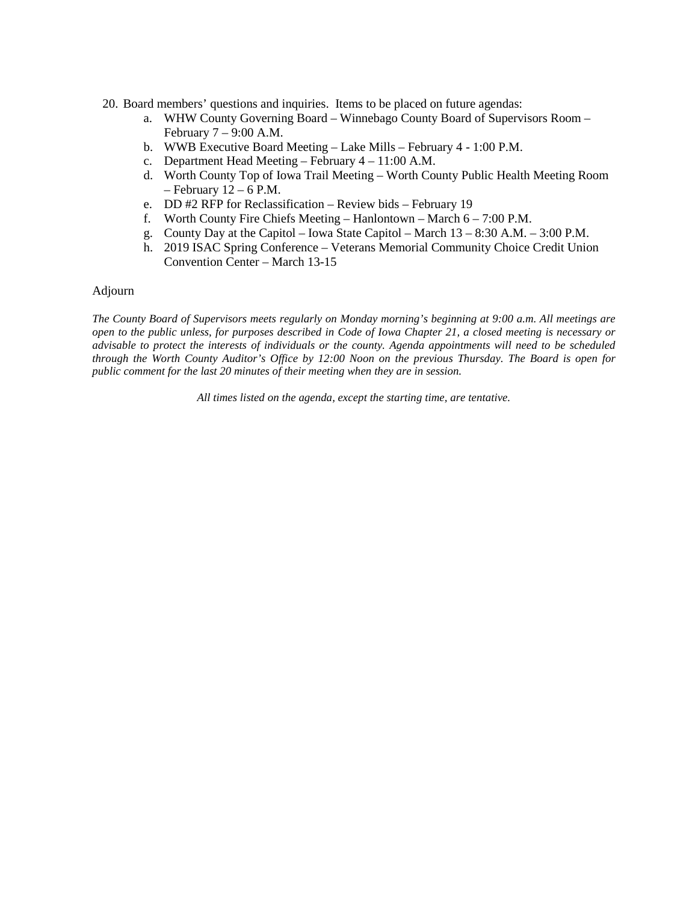20. Board members' questions and inquiries. Items to be placed on future agendas:
    a. WHW County Governing Board – Winnebago County Board of Supervisors Room – February 7 – 9:00 A.M.
    b. WWB Executive Board Meeting – Lake Mills – February 4 - 1:00 P.M.
    c. Department Head Meeting – February 4 – 11:00 A.M.
    d. Worth County Top of Iowa Trail Meeting – Worth County Public Health Meeting Room – February 12 – 6 P.M.
    e. DD #2 RFP for Reclassification – Review bids – February 19
    f. Worth County Fire Chiefs Meeting – Hanlontown – March 6 – 7:00 P.M.
    g. County Day at the Capitol – Iowa State Capitol – March 13 – 8:30 A.M. – 3:00 P.M.
    h. 2019 ISAC Spring Conference – Veterans Memorial Community Choice Credit Union Convention Center – March 13-15

Adjourn

*The County Board of Supervisors meets regularly on Monday morning's beginning at 9:00 a.m. All meetings are open to the public unless, for purposes described in Code of Iowa Chapter 21, a closed meeting is necessary or advisable to protect the interests of individuals or the county. Agenda appointments will need to be scheduled through the Worth County Auditor's Office by 12:00 Noon on the previous Thursday. The Board is open for public comment for the last 20 minutes of their meeting when they are in session.*

*All times listed on the agenda, except the starting time, are tentative.*